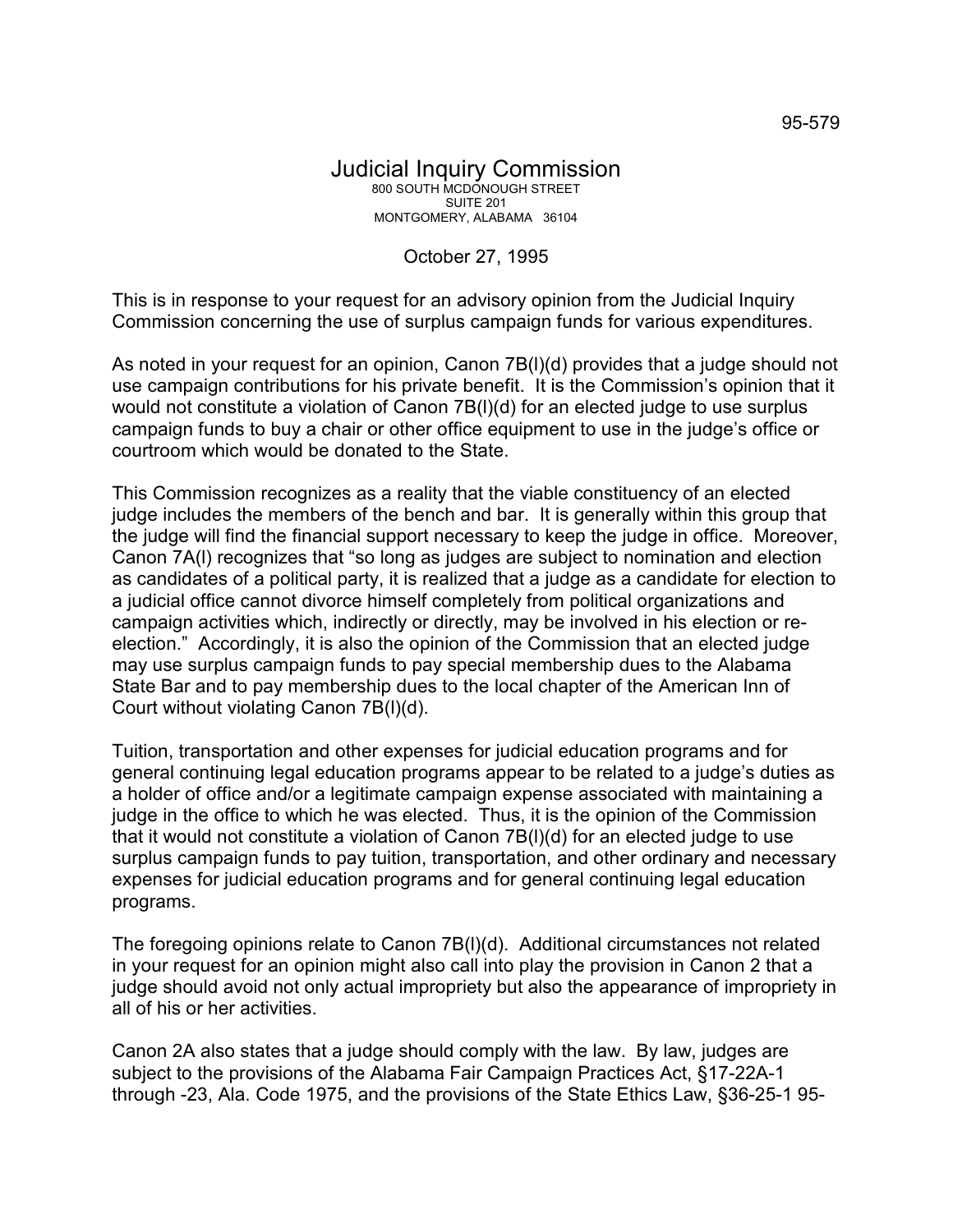95-579

# Judicial Inquiry Commission

800 SOUTH MCDONOUGH STREET
SUITE 201
MONTGOMERY, ALABAMA 36104

October 27, 1995

This is in response to your request for an advisory opinion from the Judicial Inquiry Commission concerning the use of surplus campaign funds for various expenditures.

As noted in your request for an opinion, Canon 7B(l)(d) provides that a judge should not use campaign contributions for his private benefit. It is the Commission's opinion that it would not constitute a violation of Canon 7B(l)(d) for an elected judge to use surplus campaign funds to buy a chair or other office equipment to use in the judge's office or courtroom which would be donated to the State.

This Commission recognizes as a reality that the viable constituency of an elected judge includes the members of the bench and bar. It is generally within this group that the judge will find the financial support necessary to keep the judge in office. Moreover, Canon 7A(l) recognizes that "so long as judges are subject to nomination and election as candidates of a political party, it is realized that a judge as a candidate for election to a judicial office cannot divorce himself completely from political organizations and campaign activities which, indirectly or directly, may be involved in his election or re-election." Accordingly, it is also the opinion of the Commission that an elected judge may use surplus campaign funds to pay special membership dues to the Alabama State Bar and to pay membership dues to the local chapter of the American Inn of Court without violating Canon 7B(l)(d).

Tuition, transportation and other expenses for judicial education programs and for general continuing legal education programs appear to be related to a judge's duties as a holder of office and/or a legitimate campaign expense associated with maintaining a judge in the office to which he was elected. Thus, it is the opinion of the Commission that it would not constitute a violation of Canon 7B(l)(d) for an elected judge to use surplus campaign funds to pay tuition, transportation, and other ordinary and necessary expenses for judicial education programs and for general continuing legal education programs.

The foregoing opinions relate to Canon 7B(l)(d). Additional circumstances not related in your request for an opinion might also call into play the provision in Canon 2 that a judge should avoid not only actual impropriety but also the appearance of impropriety in all of his or her activities.

Canon 2A also states that a judge should comply with the law. By law, judges are subject to the provisions of the Alabama Fair Campaign Practices Act, §17-22A-1 through -23, Ala. Code 1975, and the provisions of the State Ethics Law, §36-25-1 95-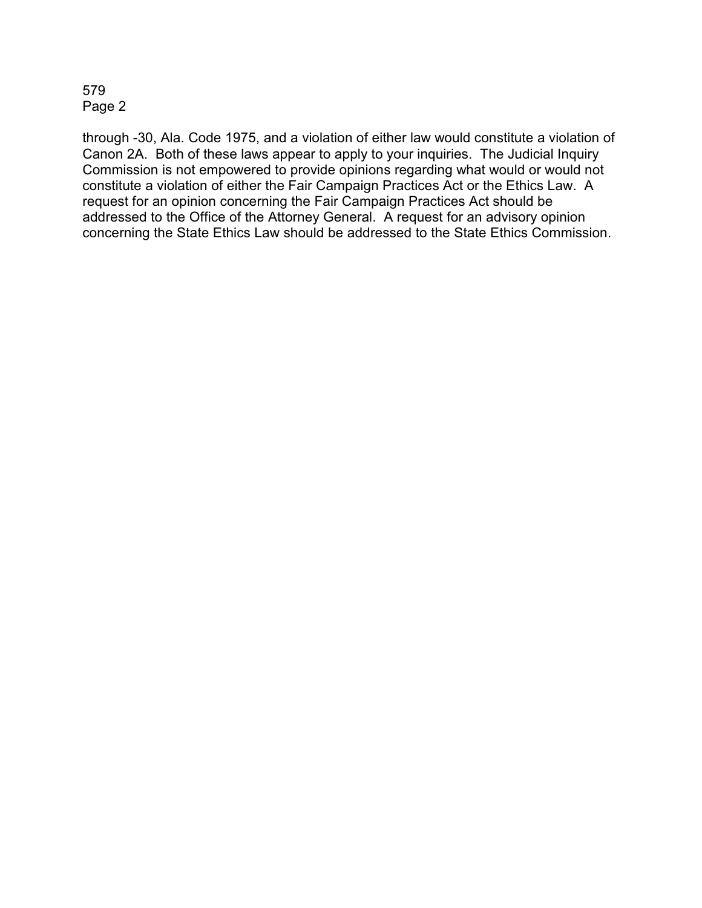through -30, Ala. Code 1975, and a violation of either law would constitute a violation of Canon 2A. Both of these laws appear to apply to your inquiries. The Judicial Inquiry Commission is not empowered to provide opinions regarding what would or would not constitute a violation of either the Fair Campaign Practices Act or the Ethics Law. A request for an opinion concerning the Fair Campaign Practices Act should be addressed to the Office of the Attorney General. A request for an advisory opinion concerning the State Ethics Law should be addressed to the State Ethics Commission.